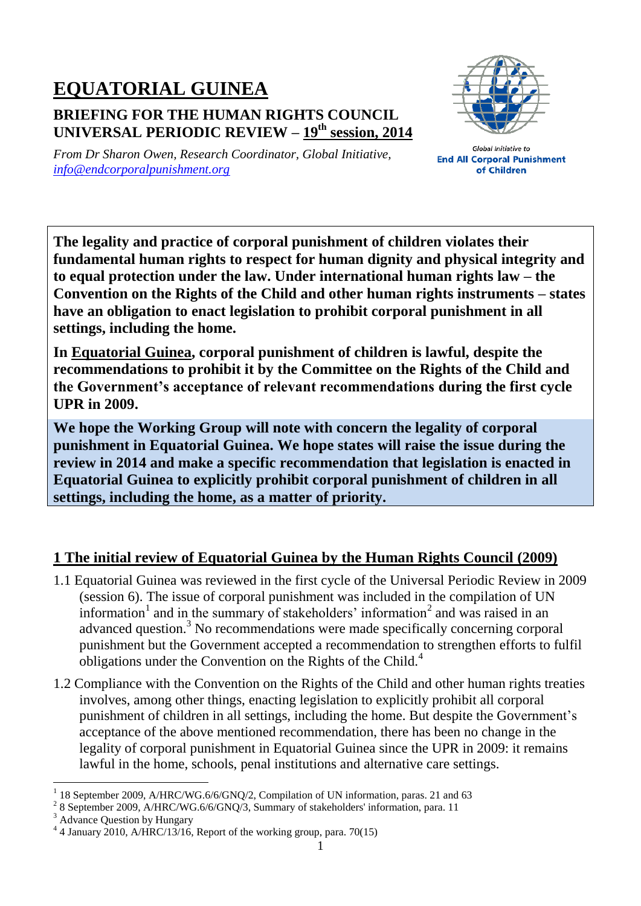# EQUATORIAL GUINEA

## BRIEFING FOR THE HUMAN RIGHTS COUNCIL UNIVERSAL PERIODIC REVIEW – 19th session, 2014

*From Dr Sharon Owen, Research Coordinator, Global Initiative, info@endcorporalpunishment.org*

Global Initiative to **End All Corporal Punishment of Children**

**The legality and practice of corporal punishment of children violates their fundamental human rights to respect for human dignity and physical integrity and to equal protection under the law. Under international human rights law – the Convention on the Rights of the Child and other human rights instruments – states have an obligation to enact legislation to prohibit corporal punishment in all settings, including the home.**

**In Equatorial Guinea, corporal punishment of children is lawful, despite the recommendations to prohibit it by the Committee on the Rights of the Child and the Government's acceptance of relevant recommendations during the first cycle UPR in 2009.**

**We hope the Working Group will note with concern the legality of corporal punishment in Equatorial Guinea. We hope states will raise the issue during the review in 2014 and make a specific recommendation that legislation is enacted in Equatorial Guinea to explicitly prohibit corporal punishment of children in all settings, including the home, as a matter of priority.**

## 1 The initial review of Equatorial Guinea by the Human Rights Council (2009)

1.1 Equatorial Guinea was reviewed in the first cycle of the Universal Periodic Review in 2009 (session 6). The issue of corporal punishment was included in the compilation of UN information[1] and in the summary of stakeholders' information[2] and was raised in an advanced question.[3] No recommendations were made specifically concerning corporal punishment but the Government accepted a recommendation to strengthen efforts to fulfil obligations under the Convention on the Rights of the Child.[4]

1.2 Compliance with the Convention on the Rights of the Child and other human rights treaties involves, among other things, enacting legislation to explicitly prohibit all corporal punishment of children in all settings, including the home. But despite the Government's acceptance of the above mentioned recommendation, there has been no change in the legality of corporal punishment in Equatorial Guinea since the UPR in 2009: it remains lawful in the home, schools, penal institutions and alternative care settings.

---

[1] 18 September 2009, A/HRC/WG.6/6/GNQ/2, Compilation of UN information, paras. 21 and 63

[2] 8 September 2009, A/HRC/WG.6/6/GNQ/3, Summary of stakeholders' information, para. 11

[3] Advance Question by Hungary

[4] 4 January 2010, A/HRC/13/16, Report of the working group, para. 70(15)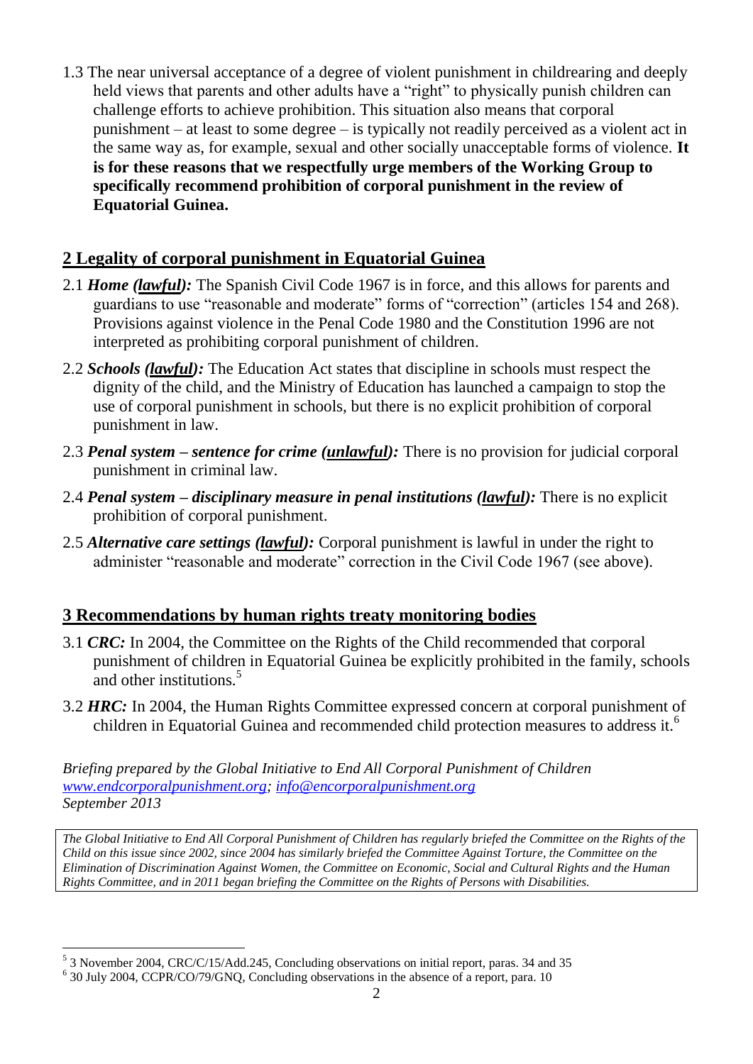1.3 The near universal acceptance of a degree of violent punishment in childrearing and deeply held views that parents and other adults have a "right" to physically punish children can challenge efforts to achieve prohibition. This situation also means that corporal punishment – at least to some degree – is typically not readily perceived as a violent act in the same way as, for example, sexual and other socially unacceptable forms of violence. **It is for these reasons that we respectfully urge members of the Working Group to specifically recommend prohibition of corporal punishment in the review of Equatorial Guinea.**

## 2 Legality of corporal punishment in Equatorial Guinea

2.1 ***Home (lawful):*** The Spanish Civil Code 1967 is in force, and this allows for parents and guardians to use "reasonable and moderate" forms of "correction" (articles 154 and 268). Provisions against violence in the Penal Code 1980 and the Constitution 1996 are not interpreted as prohibiting corporal punishment of children.

2.2 ***Schools (lawful):*** The Education Act states that discipline in schools must respect the dignity of the child, and the Ministry of Education has launched a campaign to stop the use of corporal punishment in schools, but there is no explicit prohibition of corporal punishment in law.

2.3 ***Penal system – sentence for crime (unlawful):*** There is no provision for judicial corporal punishment in criminal law.

2.4 ***Penal system – disciplinary measure in penal institutions (lawful):*** There is no explicit prohibition of corporal punishment.

2.5 ***Alternative care settings (lawful):*** Corporal punishment is lawful in under the right to administer "reasonable and moderate" correction in the Civil Code 1967 (see above).

## 3 Recommendations by human rights treaty monitoring bodies

3.1 ***CRC:*** In 2004, the Committee on the Rights of the Child recommended that corporal punishment of children in Equatorial Guinea be explicitly prohibited in the family, schools and other institutions.[5]

3.2 ***HRC:*** In 2004, the Human Rights Committee expressed concern at corporal punishment of children in Equatorial Guinea and recommended child protection measures to address it.[6]

*Briefing prepared by the Global Initiative to End All Corporal Punishment of Children*
*www.endcorporalpunishment.org; info@encorporalpunishment.org*
*September 2013*

*The Global Initiative to End All Corporal Punishment of Children has regularly briefed the Committee on the Rights of the Child on this issue since 2002, since 2004 has similarly briefed the Committee Against Torture, the Committee on the Elimination of Discrimination Against Women, the Committee on Economic, Social and Cultural Rights and the Human Rights Committee, and in 2011 began briefing the Committee on the Rights of Persons with Disabilities.*

---

[5] 3 November 2004, CRC/C/15/Add.245, Concluding observations on initial report, paras. 34 and 35

[6] 30 July 2004, CCPR/CO/79/GNQ, Concluding observations in the absence of a report, para. 10